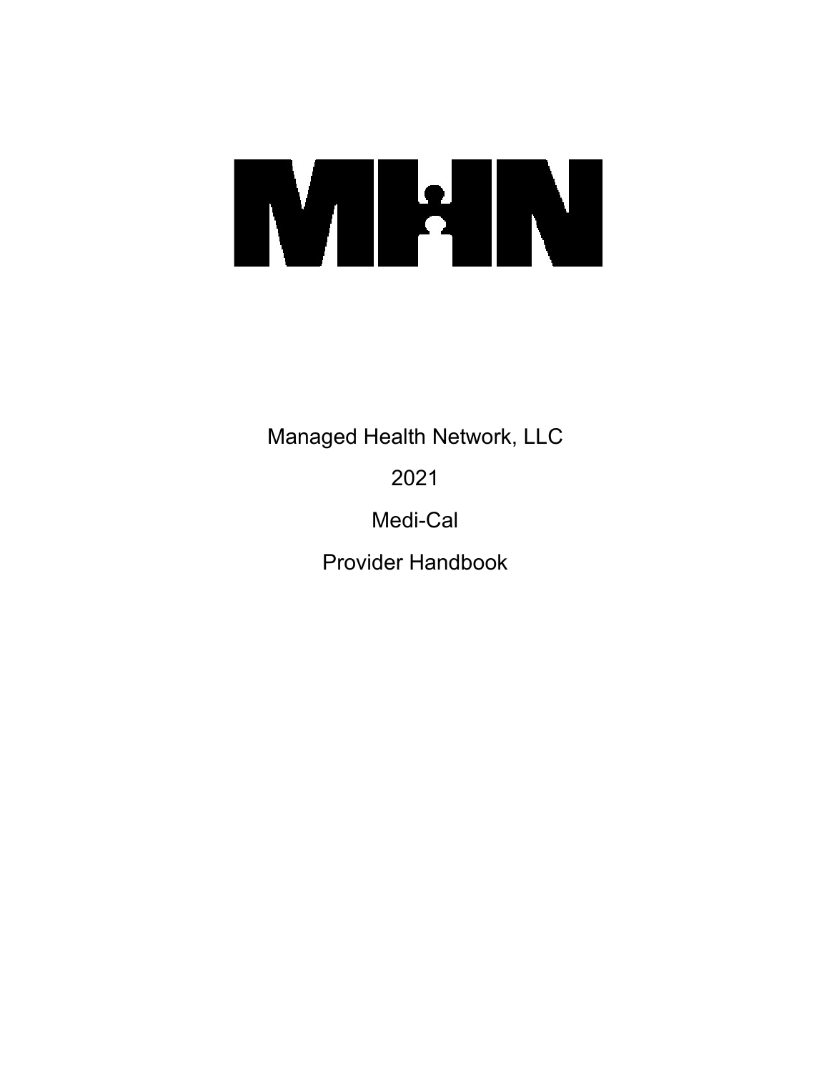# MHN

Managed Health Network, LLC

2021

Medi-Cal

Provider Handbook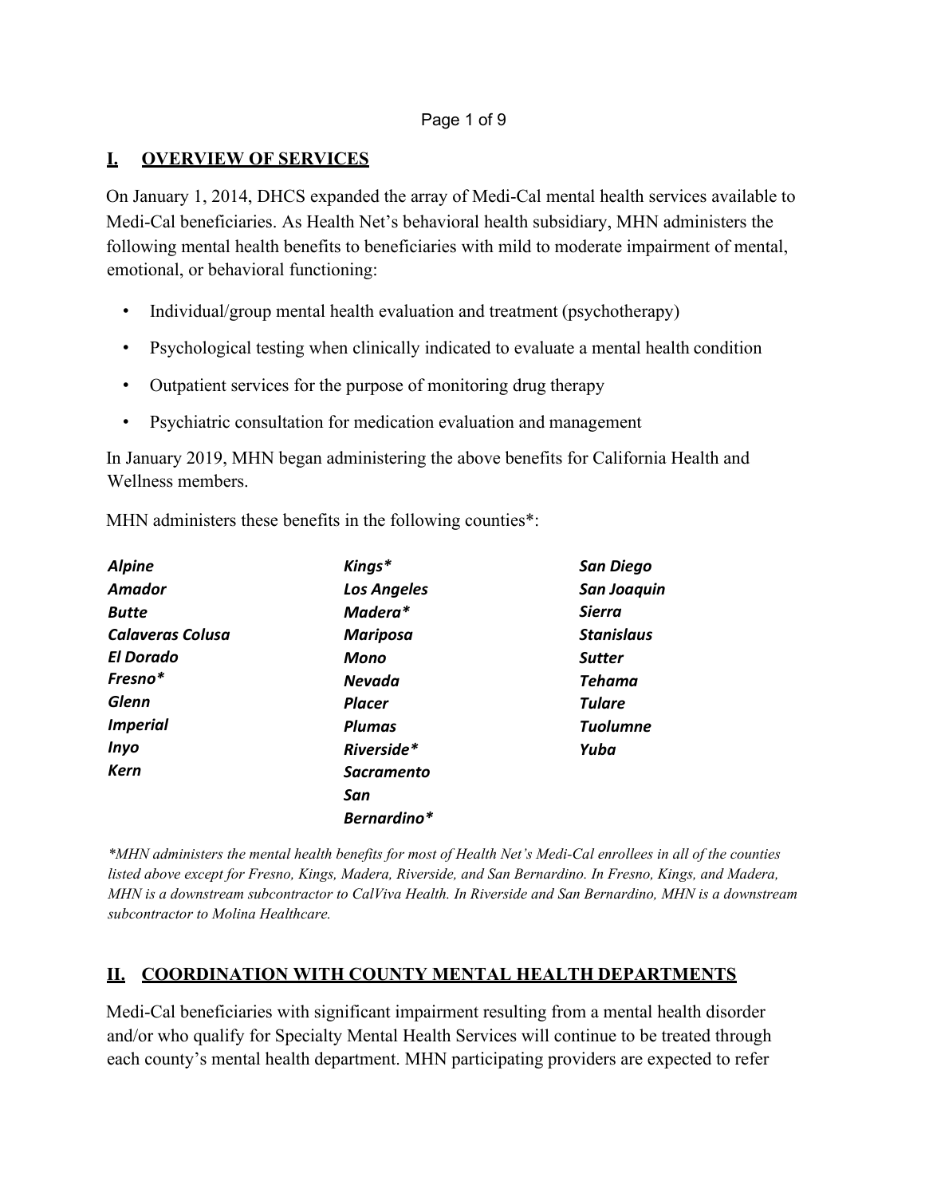## I. OVERVIEW OF SERVICES

On January 1, 2014, DHCS expanded the array of Medi-Cal mental health services available to Medi-Cal beneficiaries. As Health Net's behavioral health subsidiary, MHN administers the following mental health benefits to beneficiaries with mild to moderate impairment of mental, emotional, or behavioral functioning:

- Individual/group mental health evaluation and treatment (psychotherapy)
- Psychological testing when clinically indicated to evaluate a mental health condition
- Outpatient services for the purpose of monitoring drug therapy
- Psychiatric consultation for medication evaluation and management

In January 2019, MHN began administering the above benefits for California Health and Wellness members.

MHN administers these benefits in the following counties*:

| | | |
|---|---|---|
| ***Alpine*** | ***Kings**** | ***San Diego*** |
| ***Amador*** | ***Los Angeles*** | ***San Joaquin*** |
| ***Butte*** | ***Madera**** | ***Sierra*** |
| ***Calaveras Colusa*** | ***Mariposa*** | ***Stanislaus*** |
| ***El Dorado*** | ***Mono*** | ***Sutter*** |
| ***Fresno**** | ***Nevada*** | ***Tehama*** |
| ***Glenn*** | ***Placer*** | ***Tulare*** |
| ***Imperial*** | ***Plumas*** | ***Tuolumne*** |
| ***Inyo*** | ***Riverside**** | ***Yuba*** |
| ***Kern*** | ***Sacramento*** | |
| | ***San Bernardino**** | |

*\*MHN administers the mental health benefits for most of Health Net's Medi-Cal enrollees in all of the counties listed above except for Fresno, Kings, Madera, Riverside, and San Bernardino. In Fresno, Kings, and Madera, MHN is a downstream subcontractor to CalViva Health. In Riverside and San Bernardino, MHN is a downstream subcontractor to Molina Healthcare.*

## II. COORDINATION WITH COUNTY MENTAL HEALTH DEPARTMENTS

Medi-Cal beneficiaries with significant impairment resulting from a mental health disorder and/or who qualify for Specialty Mental Health Services will continue to be treated through each county's mental health department. MHN participating providers are expected to refer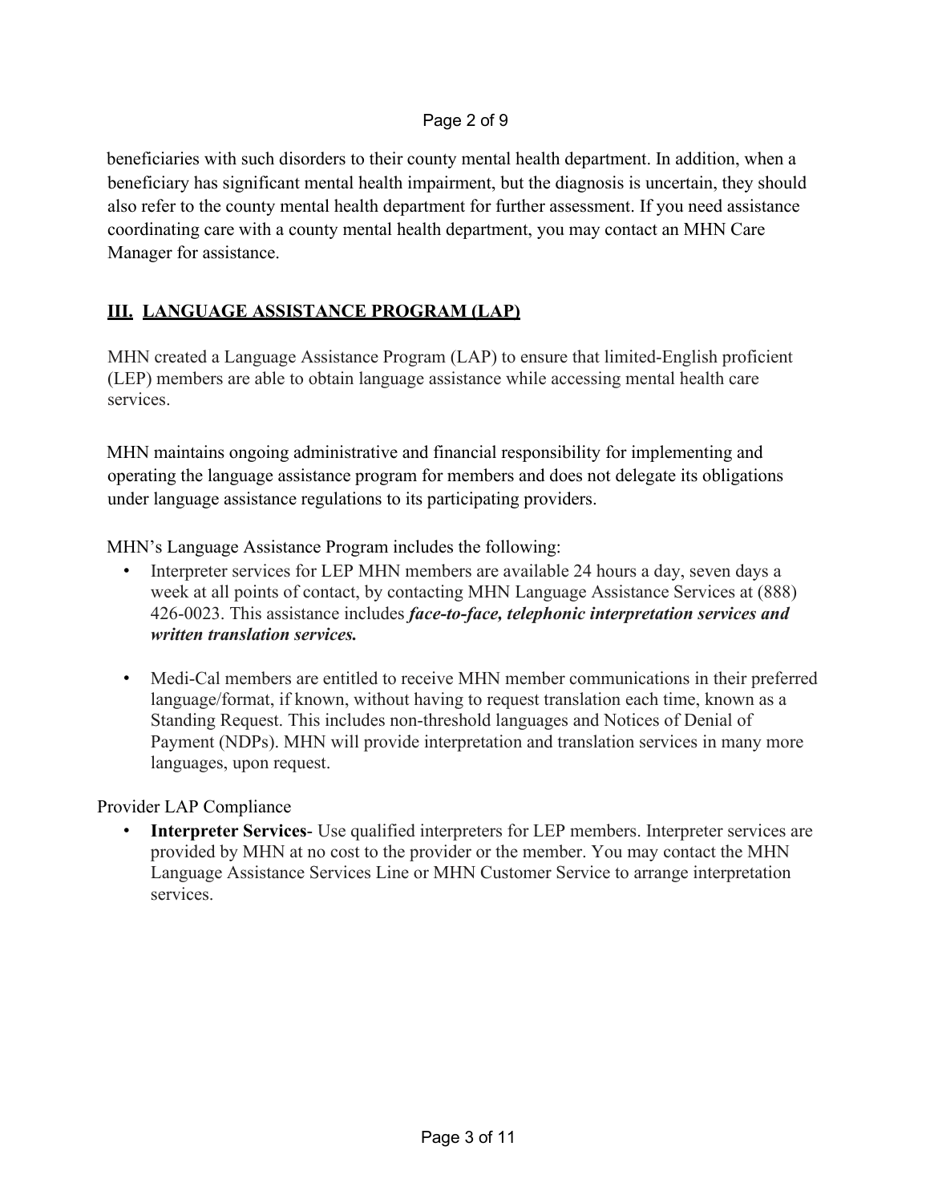beneficiaries with such disorders to their county mental health department. In addition, when a beneficiary has significant mental health impairment, but the diagnosis is uncertain, they should also refer to the county mental health department for further assessment. If you need assistance coordinating care with a county mental health department, you may contact an MHN Care Manager for assistance.

## III. LANGUAGE ASSISTANCE PROGRAM (LAP)

MHN created a Language Assistance Program (LAP) to ensure that limited-English proficient (LEP) members are able to obtain language assistance while accessing mental health care services.

MHN maintains ongoing administrative and financial responsibility for implementing and operating the language assistance program for members and does not delegate its obligations under language assistance regulations to its participating providers.

MHN's Language Assistance Program includes the following:

- Interpreter services for LEP MHN members are available 24 hours a day, seven days a week at all points of contact, by contacting MHN Language Assistance Services at (888) 426-0023. This assistance includes ***face-to-face, telephonic interpretation services and written translation services.***

- Medi-Cal members are entitled to receive MHN member communications in their preferred language/format, if known, without having to request translation each time, known as a Standing Request. This includes non-threshold languages and Notices of Denial of Payment (NDPs). MHN will provide interpretation and translation services in many more languages, upon request.

Provider LAP Compliance

- **Interpreter Services**- Use qualified interpreters for LEP members. Interpreter services are provided by MHN at no cost to the provider or the member. You may contact the MHN Language Assistance Services Line or MHN Customer Service to arrange interpretation services.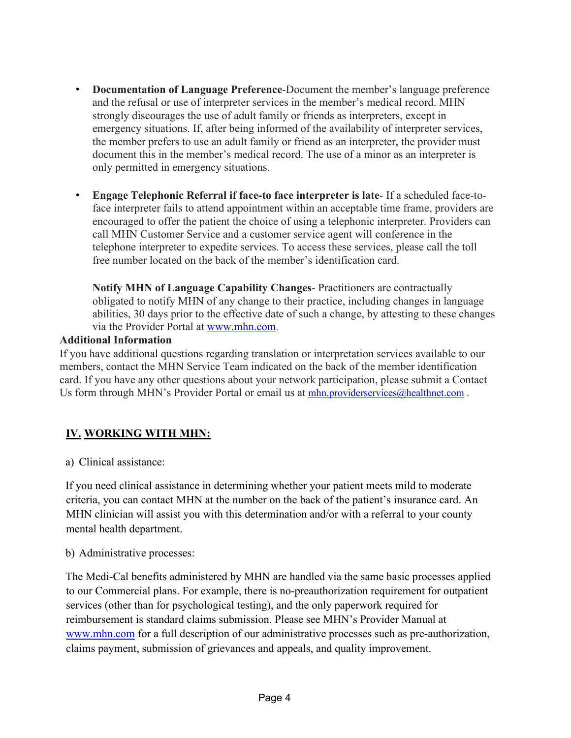- **Documentation of Language Preference**-Document the member's language preference and the refusal or use of interpreter services in the member's medical record. MHN strongly discourages the use of adult family or friends as interpreters, except in emergency situations. If, after being informed of the availability of interpreter services, the member prefers to use an adult family or friend as an interpreter, the provider must document this in the member's medical record. The use of a minor as an interpreter is only permitted in emergency situations.

- **Engage Telephonic Referral if face-to face interpreter is late**- If a scheduled face-to-face interpreter fails to attend appointment within an acceptable time frame, providers are encouraged to offer the patient the choice of using a telephonic interpreter. Providers can call MHN Customer Service and a customer service agent will conference in the telephone interpreter to expedite services. To access these services, please call the toll free number located on the back of the member's identification card.

  **Notify MHN of Language Capability Changes**- Practitioners are contractually obligated to notify MHN of any change to their practice, including changes in language abilities, 30 days prior to the effective date of such a change, by attesting to these changes via the Provider Portal at www.mhn.com.

**Additional Information**

If you have additional questions regarding translation or interpretation services available to our members, contact the MHN Service Team indicated on the back of the member identification card. If you have any other questions about your network participation, please submit a Contact Us form through MHN's Provider Portal or email us at mhn.providerservices@healthnet.com .

## IV. WORKING WITH MHN:

a) Clinical assistance:

If you need clinical assistance in determining whether your patient meets mild to moderate criteria, you can contact MHN at the number on the back of the patient's insurance card. An MHN clinician will assist you with this determination and/or with a referral to your county mental health department.

b) Administrative processes:

The Medi-Cal benefits administered by MHN are handled via the same basic processes applied to our Commercial plans. For example, there is no-preauthorization requirement for outpatient services (other than for psychological testing), and the only paperwork required for reimbursement is standard claims submission. Please see MHN's Provider Manual at www.mhn.com for a full description of our administrative processes such as pre-authorization, claims payment, submission of grievances and appeals, and quality improvement.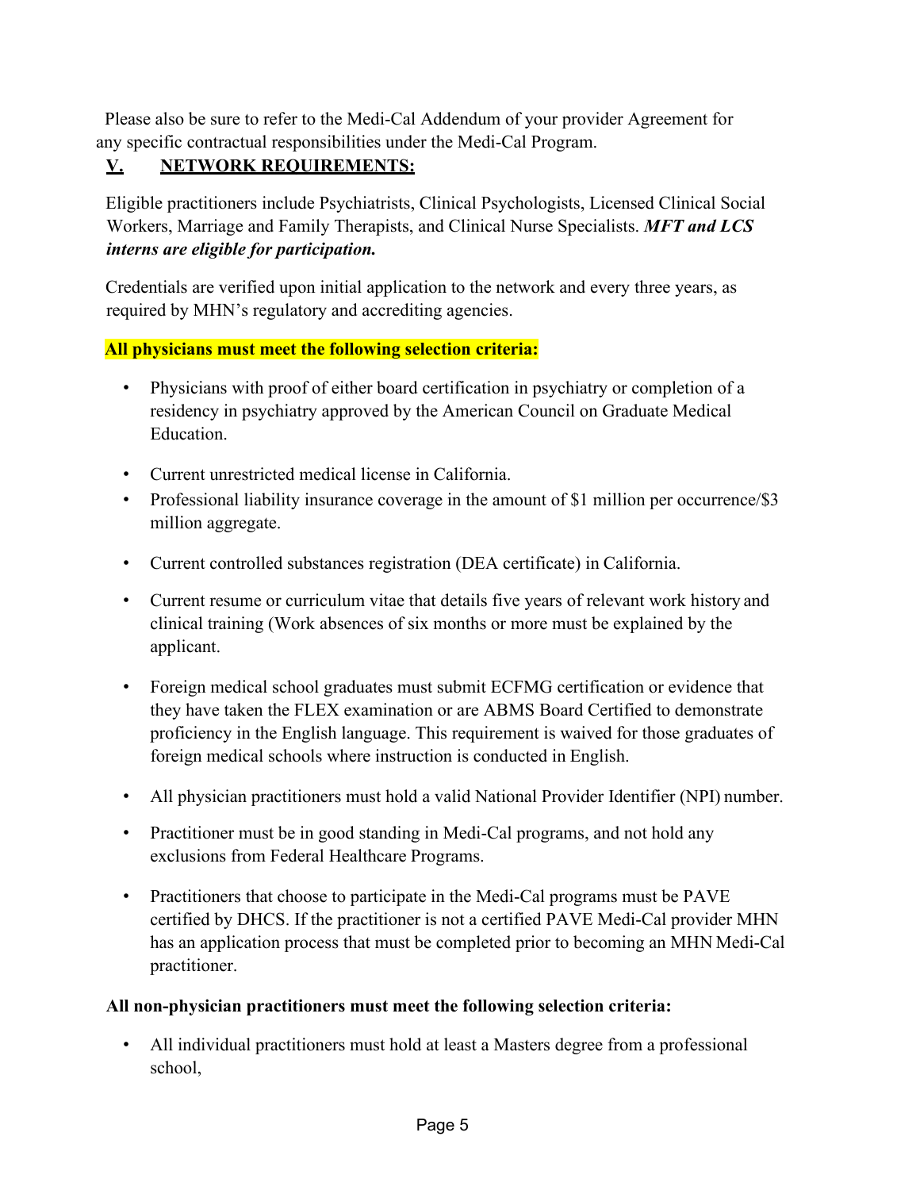Please also be sure to refer to the Medi-Cal Addendum of your provider Agreement for any specific contractual responsibilities under the Medi-Cal Program.

## V. NETWORK REQUIREMENTS:

Eligible practitioners include Psychiatrists, Clinical Psychologists, Licensed Clinical Social Workers, Marriage and Family Therapists, and Clinical Nurse Specialists. ***MFT and LCS interns are eligible for participation.***

Credentials are verified upon initial application to the network and every three years, as required by MHN's regulatory and accrediting agencies.

**All physicians must meet the following selection criteria:**

- Physicians with proof of either board certification in psychiatry or completion of a residency in psychiatry approved by the American Council on Graduate Medical Education.
- Current unrestricted medical license in California.
- Professional liability insurance coverage in the amount of $1 million per occurrence/$3 million aggregate.
- Current controlled substances registration (DEA certificate) in California.
- Current resume or curriculum vitae that details five years of relevant work history and clinical training (Work absences of six months or more must be explained by the applicant.
- Foreign medical school graduates must submit ECFMG certification or evidence that they have taken the FLEX examination or are ABMS Board Certified to demonstrate proficiency in the English language. This requirement is waived for those graduates of foreign medical schools where instruction is conducted in English.
- All physician practitioners must hold a valid National Provider Identifier (NPI) number.
- Practitioner must be in good standing in Medi-Cal programs, and not hold any exclusions from Federal Healthcare Programs.
- Practitioners that choose to participate in the Medi-Cal programs must be PAVE certified by DHCS. If the practitioner is not a certified PAVE Medi-Cal provider MHN has an application process that must be completed prior to becoming an MHN Medi-Cal practitioner.

**All non-physician practitioners must meet the following selection criteria:**

- All individual practitioners must hold at least a Masters degree from a professional school,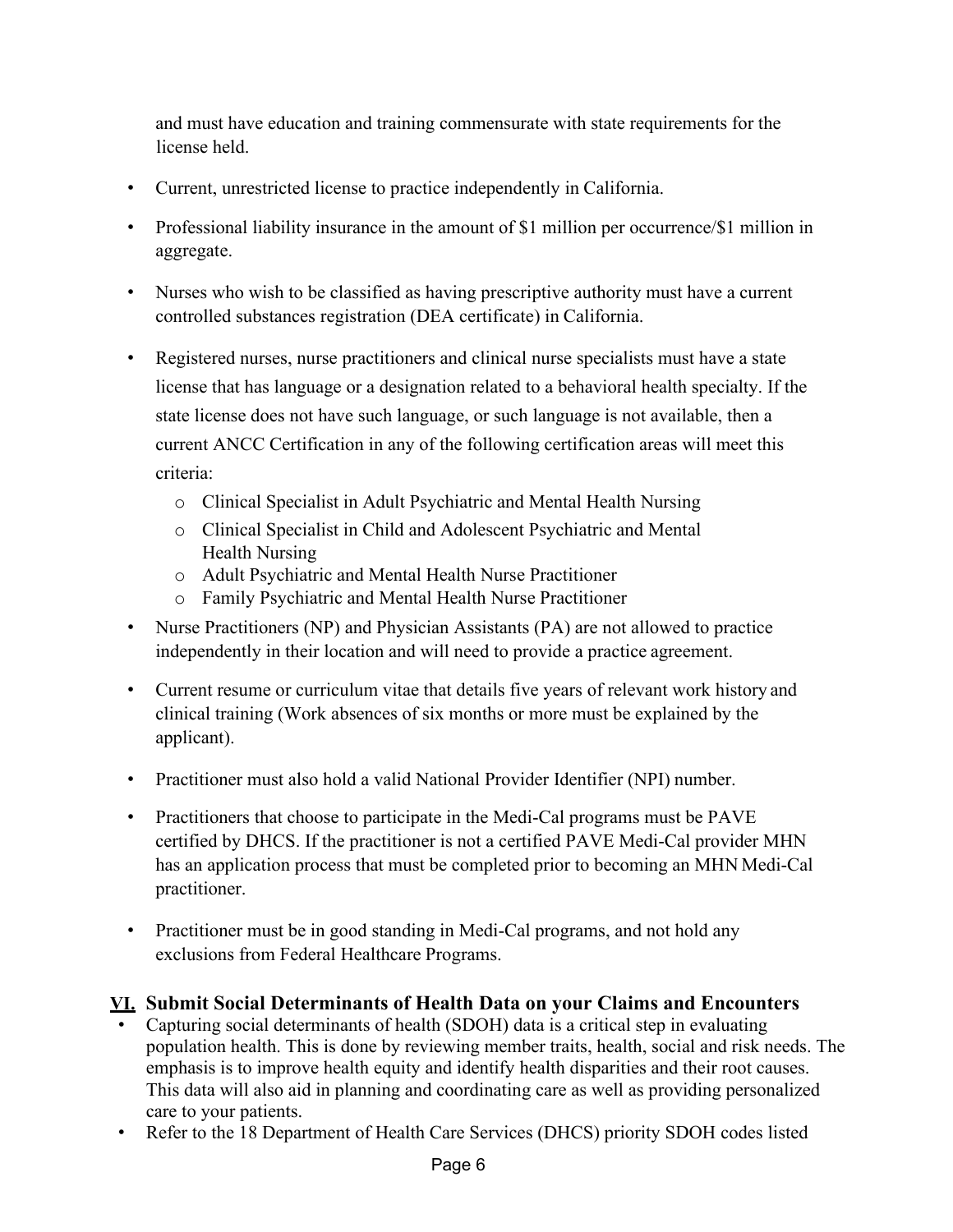and must have education and training commensurate with state requirements for the license held.

- Current, unrestricted license to practice independently in California.
- Professional liability insurance in the amount of $1 million per occurrence/$1 million in aggregate.
- Nurses who wish to be classified as having prescriptive authority must have a current controlled substances registration (DEA certificate) in California.
- Registered nurses, nurse practitioners and clinical nurse specialists must have a state license that has language or a designation related to a behavioral health specialty. If the state license does not have such language, or such language is not available, then a current ANCC Certification in any of the following certification areas will meet this criteria:
  - Clinical Specialist in Adult Psychiatric and Mental Health Nursing
  - Clinical Specialist in Child and Adolescent Psychiatric and Mental Health Nursing
  - Adult Psychiatric and Mental Health Nurse Practitioner
  - Family Psychiatric and Mental Health Nurse Practitioner
- Nurse Practitioners (NP) and Physician Assistants (PA) are not allowed to practice independently in their location and will need to provide a practice agreement.
- Current resume or curriculum vitae that details five years of relevant work history and clinical training (Work absences of six months or more must be explained by the applicant).
- Practitioner must also hold a valid National Provider Identifier (NPI) number.
- Practitioners that choose to participate in the Medi-Cal programs must be PAVE certified by DHCS. If the practitioner is not a certified PAVE Medi-Cal provider MHN has an application process that must be completed prior to becoming an MHN Medi-Cal practitioner.
- Practitioner must be in good standing in Medi-Cal programs, and not hold any exclusions from Federal Healthcare Programs.

## VI. Submit Social Determinants of Health Data on your Claims and Encounters

- Capturing social determinants of health (SDOH) data is a critical step in evaluating population health. This is done by reviewing member traits, health, social and risk needs. The emphasis is to improve health equity and identify health disparities and their root causes. This data will also aid in planning and coordinating care as well as providing personalized care to your patients.
- Refer to the 18 Department of Health Care Services (DHCS) priority SDOH codes listed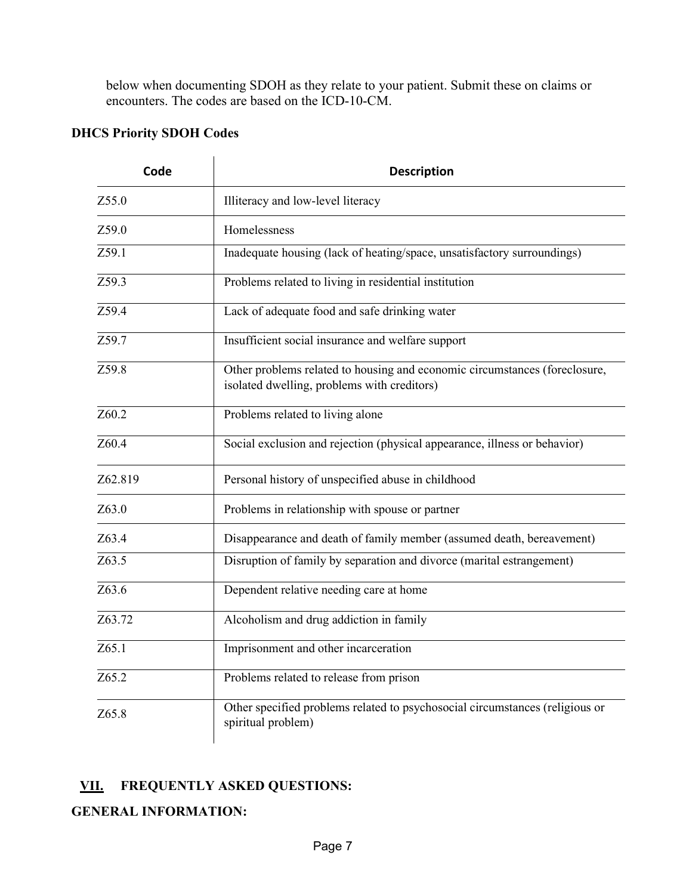below when documenting SDOH as they relate to your patient. Submit these on claims or encounters. The codes are based on the ICD-10-CM.

**DHCS Priority SDOH Codes**

| Code | Description |
|---|---|
| Z55.0 | Illiteracy and low-level literacy |
| Z59.0 | Homelessness |
| Z59.1 | Inadequate housing (lack of heating/space, unsatisfactory surroundings) |
| Z59.3 | Problems related to living in residential institution |
| Z59.4 | Lack of adequate food and safe drinking water |
| Z59.7 | Insufficient social insurance and welfare support |
| Z59.8 | Other problems related to housing and economic circumstances (foreclosure, isolated dwelling, problems with creditors) |
| Z60.2 | Problems related to living alone |
| Z60.4 | Social exclusion and rejection (physical appearance, illness or behavior) |
| Z62.819 | Personal history of unspecified abuse in childhood |
| Z63.0 | Problems in relationship with spouse or partner |
| Z63.4 | Disappearance and death of family member (assumed death, bereavement) |
| Z63.5 | Disruption of family by separation and divorce (marital estrangement) |
| Z63.6 | Dependent relative needing care at home |
| Z63.72 | Alcoholism and drug addiction in family |
| Z65.1 | Imprisonment and other incarceration |
| Z65.2 | Problems related to release from prison |
| Z65.8 | Other specified problems related to psychosocial circumstances (religious or spiritual problem) |

## VII. FREQUENTLY ASKED QUESTIONS:

**GENERAL INFORMATION:**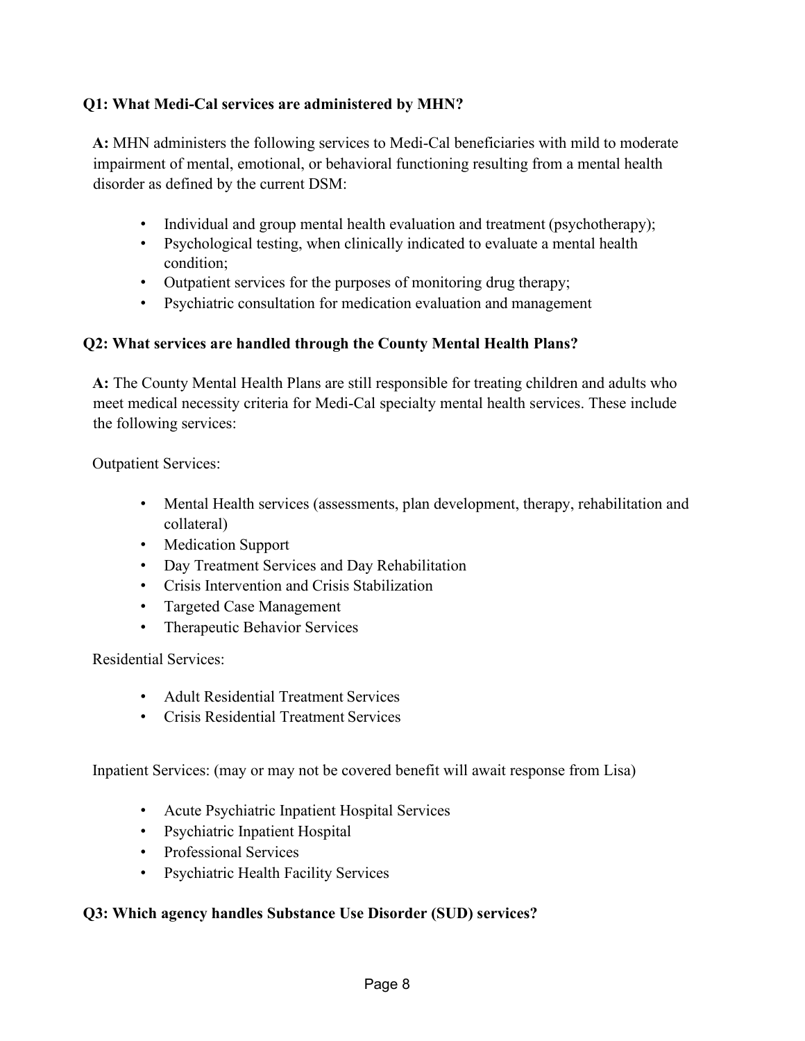**Q1: What Medi-Cal services are administered by MHN?**

**A:** MHN administers the following services to Medi-Cal beneficiaries with mild to moderate impairment of mental, emotional, or behavioral functioning resulting from a mental health disorder as defined by the current DSM:

- Individual and group mental health evaluation and treatment (psychotherapy);
- Psychological testing, when clinically indicated to evaluate a mental health condition;
- Outpatient services for the purposes of monitoring drug therapy;
- Psychiatric consultation for medication evaluation and management

**Q2: What services are handled through the County Mental Health Plans?**

**A:** The County Mental Health Plans are still responsible for treating children and adults who meet medical necessity criteria for Medi-Cal specialty mental health services. These include the following services:

Outpatient Services:

- Mental Health services (assessments, plan development, therapy, rehabilitation and collateral)
- Medication Support
- Day Treatment Services and Day Rehabilitation
- Crisis Intervention and Crisis Stabilization
- Targeted Case Management
- Therapeutic Behavior Services

Residential Services:

- Adult Residential Treatment Services
- Crisis Residential Treatment Services

Inpatient Services: (may or may not be covered benefit will await response from Lisa)

- Acute Psychiatric Inpatient Hospital Services
- Psychiatric Inpatient Hospital
- Professional Services
- Psychiatric Health Facility Services

**Q3: Which agency handles Substance Use Disorder (SUD) services?**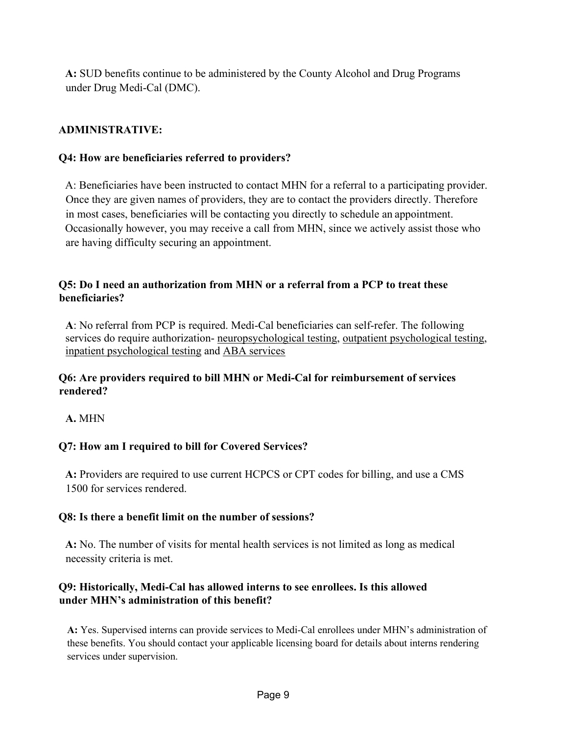**A:** SUD benefits continue to be administered by the County Alcohol and Drug Programs under Drug Medi-Cal (DMC).

## ADMINISTRATIVE:

### Q4: How are beneficiaries referred to providers?

A: Beneficiaries have been instructed to contact MHN for a referral to a participating provider. Once they are given names of providers, they are to contact the providers directly. Therefore in most cases, beneficiaries will be contacting you directly to schedule an appointment. Occasionally however, you may receive a call from MHN, since we actively assist those who are having difficulty securing an appointment.

### Q5: Do I need an authorization from MHN or a referral from a PCP to treat these beneficiaries?

**A**: No referral from PCP is required. Medi-Cal beneficiaries can self-refer. The following services do require authorization- neuropsychological testing, outpatient psychological testing, inpatient psychological testing and ABA services

### Q6: Are providers required to bill MHN or Medi-Cal for reimbursement of services rendered?

**A.** MHN

### Q7: How am I required to bill for Covered Services?

**A:** Providers are required to use current HCPCS or CPT codes for billing, and use a CMS 1500 for services rendered.

### Q8: Is there a benefit limit on the number of sessions?

**A:** No. The number of visits for mental health services is not limited as long as medical necessity criteria is met.

### Q9: Historically, Medi-Cal has allowed interns to see enrollees. Is this allowed under MHN's administration of this benefit?

**A:** Yes. Supervised interns can provide services to Medi-Cal enrollees under MHN's administration of these benefits. You should contact your applicable licensing board for details about interns rendering services under supervision.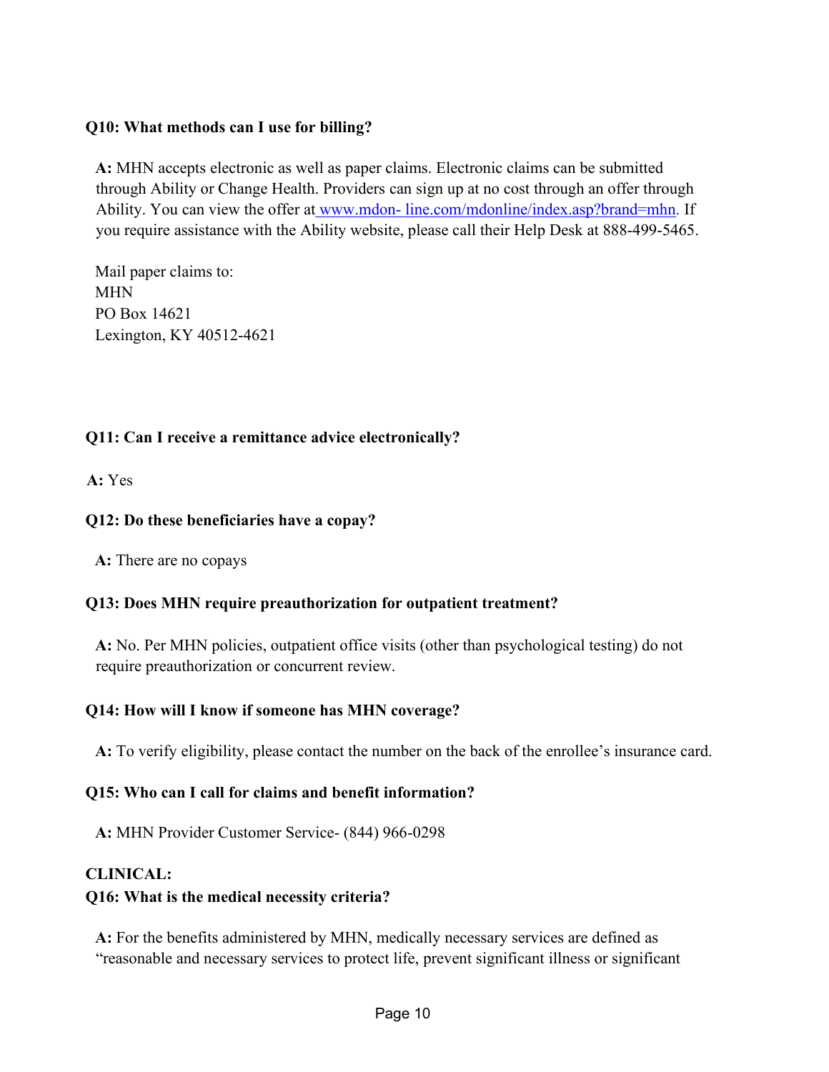**Q10: What methods can I use for billing?**

**A:** MHN accepts electronic as well as paper claims. Electronic claims can be submitted through Ability or Change Health. Providers can sign up at no cost through an offer through Ability. You can view the offer at [www.mdon- line.com/mdonline/index.asp?brand=mhn](www.mdon-line.com/mdonline/index.asp?brand=mhn). If you require assistance with the Ability website, please call their Help Desk at 888-499-5465.

Mail paper claims to:
MHN
PO Box 14621
Lexington, KY 40512-4621

**Q11: Can I receive a remittance advice electronically?**

**A:** Yes

**Q12: Do these beneficiaries have a copay?**

**A:** There are no copays

**Q13: Does MHN require preauthorization for outpatient treatment?**

**A:** No. Per MHN policies, outpatient office visits (other than psychological testing) do not require preauthorization or concurrent review.

**Q14: How will I know if someone has MHN coverage?**

**A:** To verify eligibility, please contact the number on the back of the enrollee's insurance card.

**Q15: Who can I call for claims and benefit information?**

**A:** MHN Provider Customer Service- (844) 966-0298

**CLINICAL:**

**Q16: What is the medical necessity criteria?**

**A:** For the benefits administered by MHN, medically necessary services are defined as "reasonable and necessary services to protect life, prevent significant illness or significant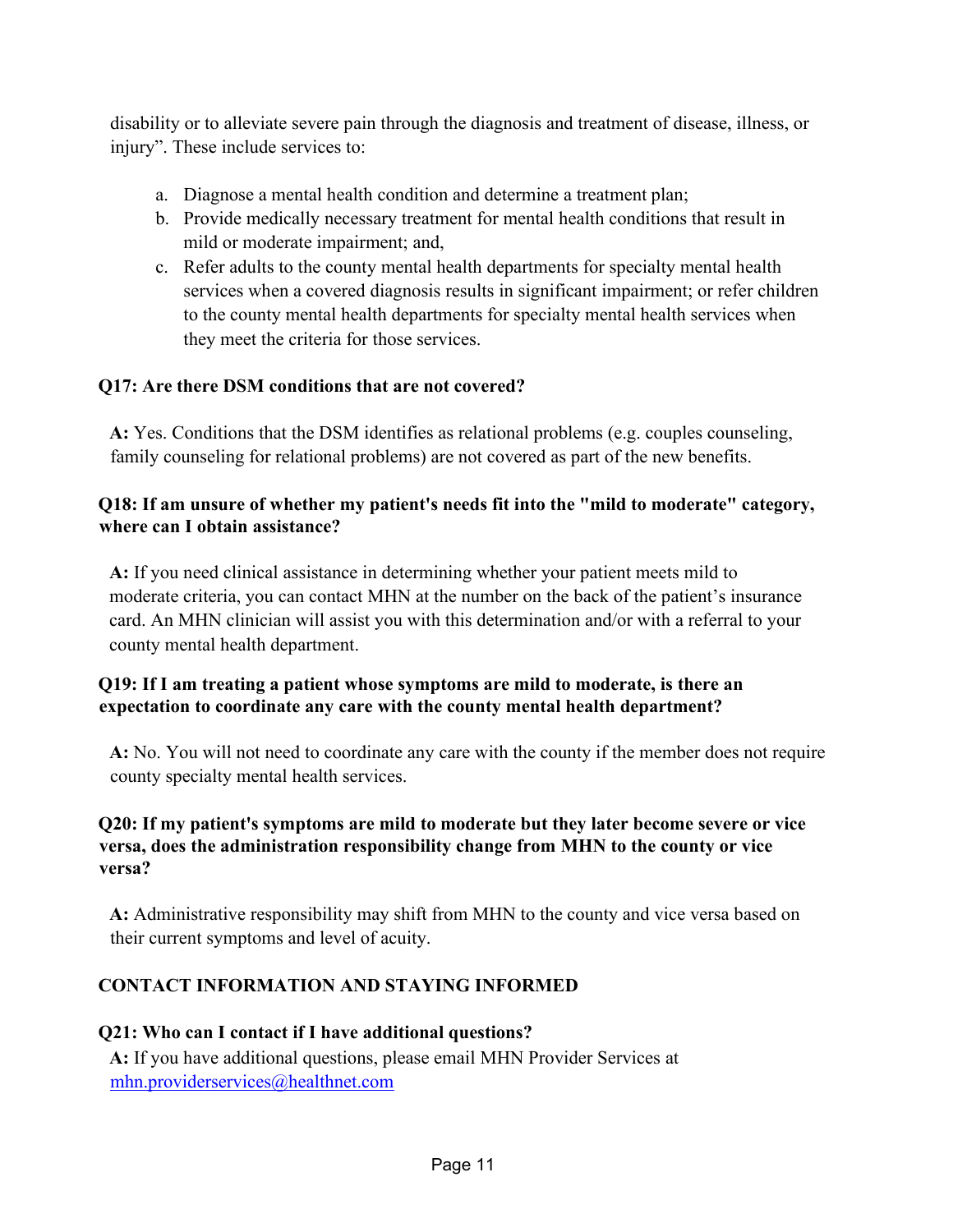disability or to alleviate severe pain through the diagnosis and treatment of disease, illness, or injury". These include services to:

a. Diagnose a mental health condition and determine a treatment plan;
b. Provide medically necessary treatment for mental health conditions that result in mild or moderate impairment; and,
c. Refer adults to the county mental health departments for specialty mental health services when a covered diagnosis results in significant impairment; or refer children to the county mental health departments for specialty mental health services when they meet the criteria for those services.

**Q17: Are there DSM conditions that are not covered?**

**A:** Yes. Conditions that the DSM identifies as relational problems (e.g. couples counseling, family counseling for relational problems) are not covered as part of the new benefits.

**Q18: If am unsure of whether my patient's needs fit into the "mild to moderate" category, where can I obtain assistance?**

**A:** If you need clinical assistance in determining whether your patient meets mild to moderate criteria, you can contact MHN at the number on the back of the patient's insurance card. An MHN clinician will assist you with this determination and/or with a referral to your county mental health department.

**Q19: If I am treating a patient whose symptoms are mild to moderate, is there an expectation to coordinate any care with the county mental health department?**

**A:** No. You will not need to coordinate any care with the county if the member does not require county specialty mental health services.

**Q20: If my patient's symptoms are mild to moderate but they later become severe or vice versa, does the administration responsibility change from MHN to the county or vice versa?**

**A:** Administrative responsibility may shift from MHN to the county and vice versa based on their current symptoms and level of acuity.

## CONTACT INFORMATION AND STAYING INFORMED

**Q21: Who can I contact if I have additional questions?**

**A:** If you have additional questions, please email MHN Provider Services at mhn.providerservices@healthnet.com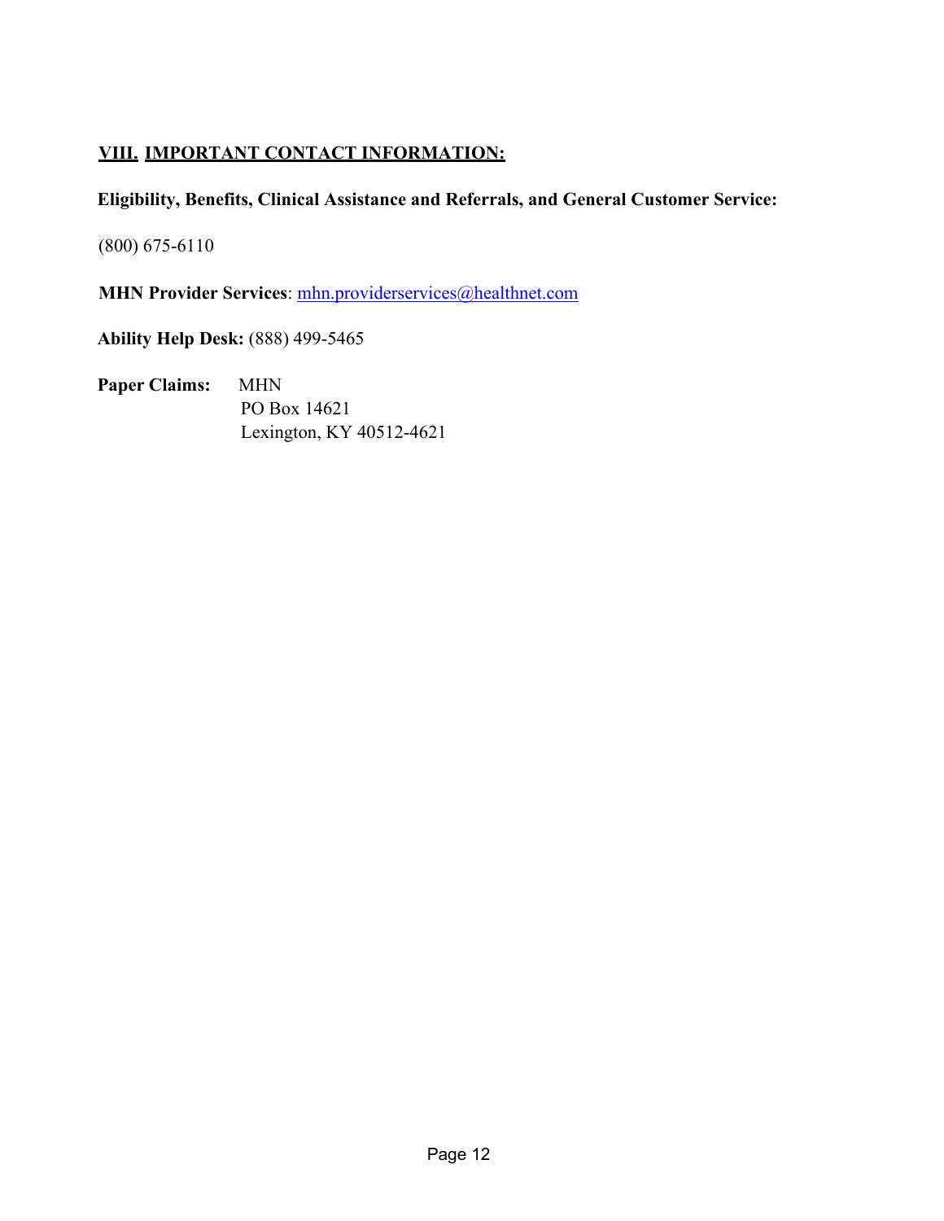## VIII. IMPORTANT CONTACT INFORMATION:

**Eligibility, Benefits, Clinical Assistance and Referrals, and General Customer Service:**

(800) 675-6110

**MHN Provider Services**: mhn.providerservices@healthnet.com

**Ability Help Desk:** (888) 499-5465

**Paper Claims:** MHN
PO Box 14621
Lexington, KY 40512-4621